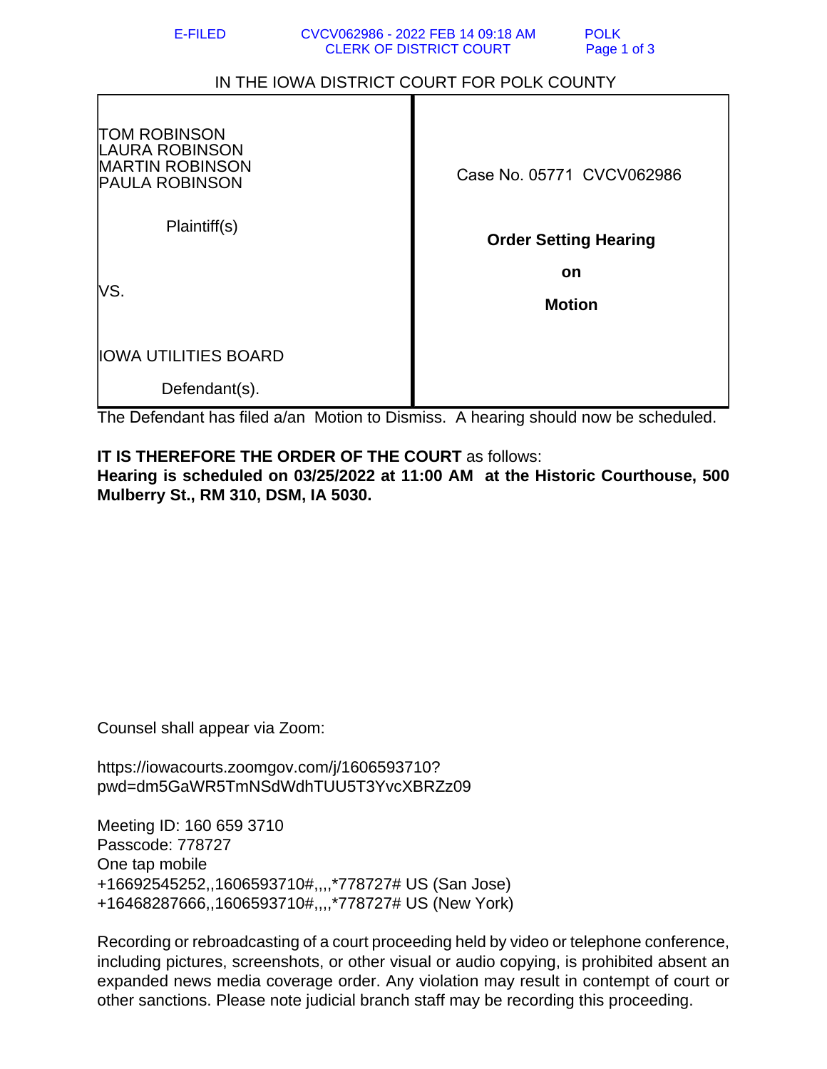E-FILED CVCV062986 - 2022 FEB 14 09:18 AM POLK
CLERK OF DISTRICT COURT

IN THE IOWA DISTRICT COURT FOR POLK COUNTY

| TOM ROBINSON<br>LAURA ROBINSON<br>MARTIN ROBINSON<br>PAULA ROBINSON<br><br>Plaintiff(s)<br><br>VS.<br><br>IOWA UTILITIES BOARD<br><br>Defendant(s). | Case No. 05771 CVCV062986<br><br>**Order Setting Hearing**<br><br>**on**<br><br>**Motion** |
|---|---|

The Defendant has filed a/an Motion to Dismiss. A hearing should now be scheduled.

**IT IS THEREFORE THE ORDER OF THE COURT** as follows:
**Hearing is scheduled on 03/25/2022 at 11:00 AM at the Historic Courthouse, 500 Mulberry St., RM 310, DSM, IA 5030.**

Counsel shall appear via Zoom:

https://iowacourts.zoomgov.com/j/1606593710?pwd=dm5GaWR5TmNSdWdhTUU5T3YvcXBRZz09

Meeting ID: 160 659 3710
Passcode: 778727
One tap mobile
+16692545252,,1606593710#,,,,*778727# US (San Jose)
+16468287666,,1606593710#,,,,*778727# US (New York)

Recording or rebroadcasting of a court proceeding held by video or telephone conference, including pictures, screenshots, or other visual or audio copying, is prohibited absent an expanded news media coverage order. Any violation may result in contempt of court or other sanctions. Please note judicial branch staff may be recording this proceeding.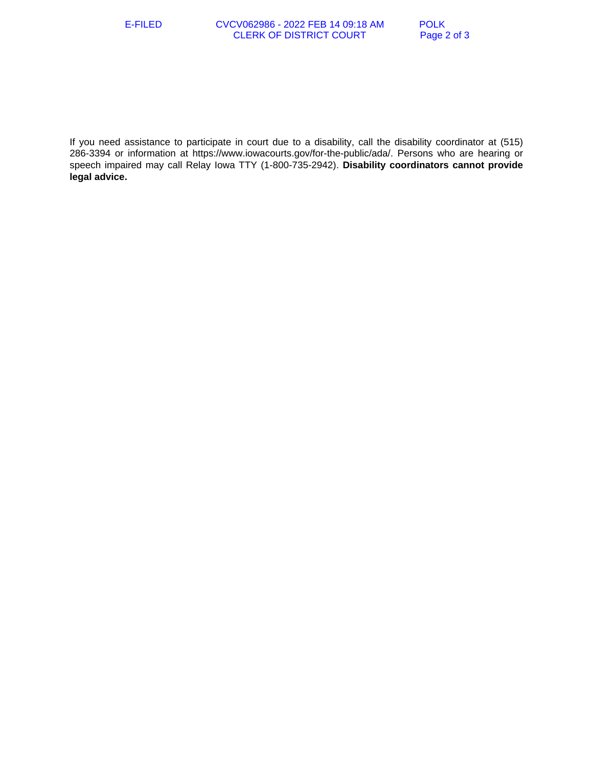If you need assistance to participate in court due to a disability, call the disability coordinator at (515) 286-3394 or information at https://www.iowacourts.gov/for-the-public/ada/. Persons who are hearing or speech impaired may call Relay Iowa TTY (1-800-735-2942). **Disability coordinators cannot provide legal advice.**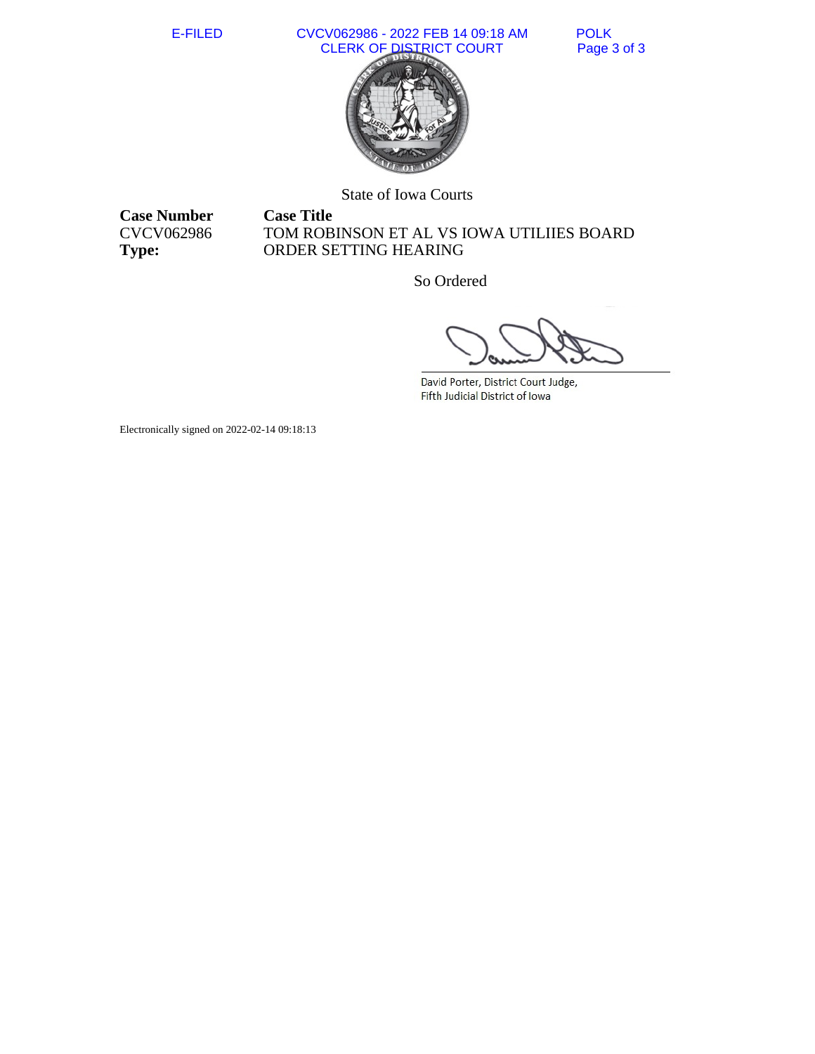State of Iowa Courts

| | |
|---|---|
| **Case Number** | **Case Title** |
| CVCV062986 | TOM ROBINSON ET AL VS IOWA UTILIIES BOARD |
| **Type:** | ORDER SETTING HEARING |

So Ordered

David Porter, District Court Judge,
Fifth Judicial District of Iowa

Electronically signed on 2022-02-14 09:18:13